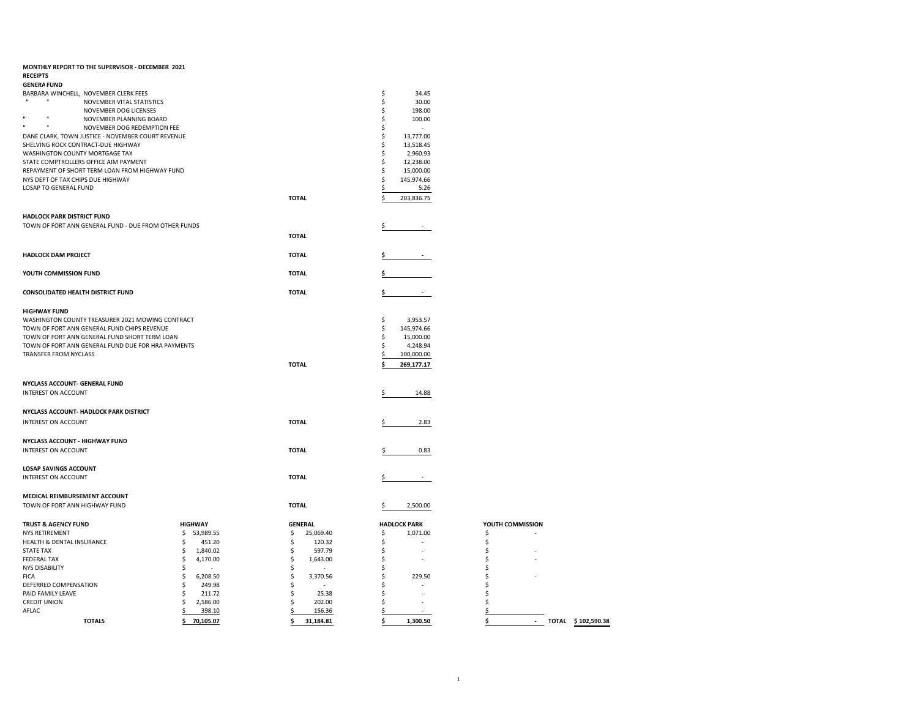**MONTHLY REPORT TO THE SUPERVISOR - DECEMBER 2021**

**RECEIPTS**

**GENERA FUND**

| | | |
|---|---|---|
| BARBARA WINCHELL, NOVEMBER CLERK FEES | | $ 34.45 |
| " " NOVEMBER VITAL STATISTICS | | $ 30.00 |
| NOVEMBER DOG LICENSES | | $ 198.00 |
| " " NOVEMBER PLANNING BOARD | | $ 100.00 |
| " " NOVEMBER DOG REDEMPTION FEE | | $ - |
| DANE CLARK, TOWN JUSTICE - NOVEMBER COURT REVENUE | | $ 13,777.00 |
| SHELVING ROCK CONTRACT-DUE HIGHWAY | | $ 13,518.45 |
| WASHINGTON COUNTY MORTGAGE TAX | | $ 2,960.93 |
| STATE COMPTROLLERS OFFICE AIM PAYMENT | | $ 12,238.00 |
| REPAYMENT OF SHORT TERM LOAN FROM HIGHWAY FUND | | $ 15,000.00 |
| NYS DEPT OF TAX CHIPS DUE HIGHWAY | | $ 145,974.66 |
| LOSAP TO GENERAL FUND | | $ 5.26 |
| | **TOTAL** | $ 203,836.75 |

**HADLOCK PARK DISTRICT FUND**

| | | |
|---|---|---|
| TOWN OF FORT ANN GENERAL FUND - DUE FROM OTHER FUNDS | | $ - |
| | **TOTAL** | |

| | | |
|---|---|---|
| **HADLOCK DAM PROJECT** | **TOTAL** | **$ -** |
| **YOUTH COMMISSION FUND** | **TOTAL** | **$** |
| **CONSOLIDATED HEALTH DISTRICT FUND** | **TOTAL** | **$ -** |

**HIGHWAY FUND**

| | | |
|---|---|---|
| WASHINGTON COUNTY TREASURER 2021 MOWING CONTRACT | | $ 3,953.57 |
| TOWN OF FORT ANN GENERAL FUND CHIPS REVENUE | | $ 145,974.66 |
| TOWN OF FORT ANN GENERAL FUND SHORT TERM LOAN | | $ 15,000.00 |
| TOWN OF FORT ANN GENERAL FUND DUE FOR HRA PAYMENTS | | $ 4,248.94 |
| TRANSFER FROM NYCLASS | | $ 100,000.00 |
| | **TOTAL** | **$ 269,177.17** |

**NYCLASS ACCOUNT- GENERAL FUND**

| | | |
|---|---|---|
| INTEREST ON ACCOUNT | | $ 14.88 |

**NYCLASS ACCOUNT- HADLOCK PARK DISTRICT**

| | | |
|---|---|---|
| INTEREST ON ACCOUNT | **TOTAL** | $ 2.83 |

**NYCLASS ACCOUNT - HIGHWAY FUND**

| | | |
|---|---|---|
| INTEREST ON ACCOUNT | **TOTAL** | $ 0.83 |

**LOSAP SAVINGS ACCOUNT**

| | | |
|---|---|---|
| INTEREST ON ACCOUNT | **TOTAL** | $ - |

**MEDICAL REIMBURSEMENT ACCOUNT**

| | | |
|---|---|---|
| TOWN OF FORT ANN HIGHWAY FUND | **TOTAL** | $ 2,500.00 |

| **TRUST & AGENCY FUND** | **HIGHWAY** | **GENERAL** | **HADLOCK PARK** | **YOUTH COMMISSION** | |
|---|---|---|---|---|---|
| NYS RETIREMENT | $ 53,989.55 | $ 25,069.40 | $ 1,071.00 | $ - | |
| HEALTH & DENTAL INSURANCE | $ 451.20 | $ 120.32 | $ - | $ | |
| STATE TAX | $ 1,840.02 | $ 597.79 | $ - | $ - | |
| FEDERAL TAX | $ 4,170.00 | $ 1,643.00 | $ - | $ - | |
| NYS DISABILITY | $ - | $ - | $ | $ | |
| FICA | $ 6,208.50 | $ 3,370.56 | $ 229.50 | $ - | |
| DEFERRED COMPENSATION | $ 249.98 | $ - | $ - | $ | |
| PAID FAMILY LEAVE | $ 211.72 | $ 25.38 | $ - | $ | |
| CREDIT UNION | $ 2,586.00 | $ 202.00 | $ - | $ | |
| AFLAC | $ 398.10 | $ 156.36 | $ - | $ | |
| **TOTALS** | **$ 70,105.07** | **$ 31,184.81** | **$ 1,300.50** | **$ -** | **TOTAL $ 102,590.38** |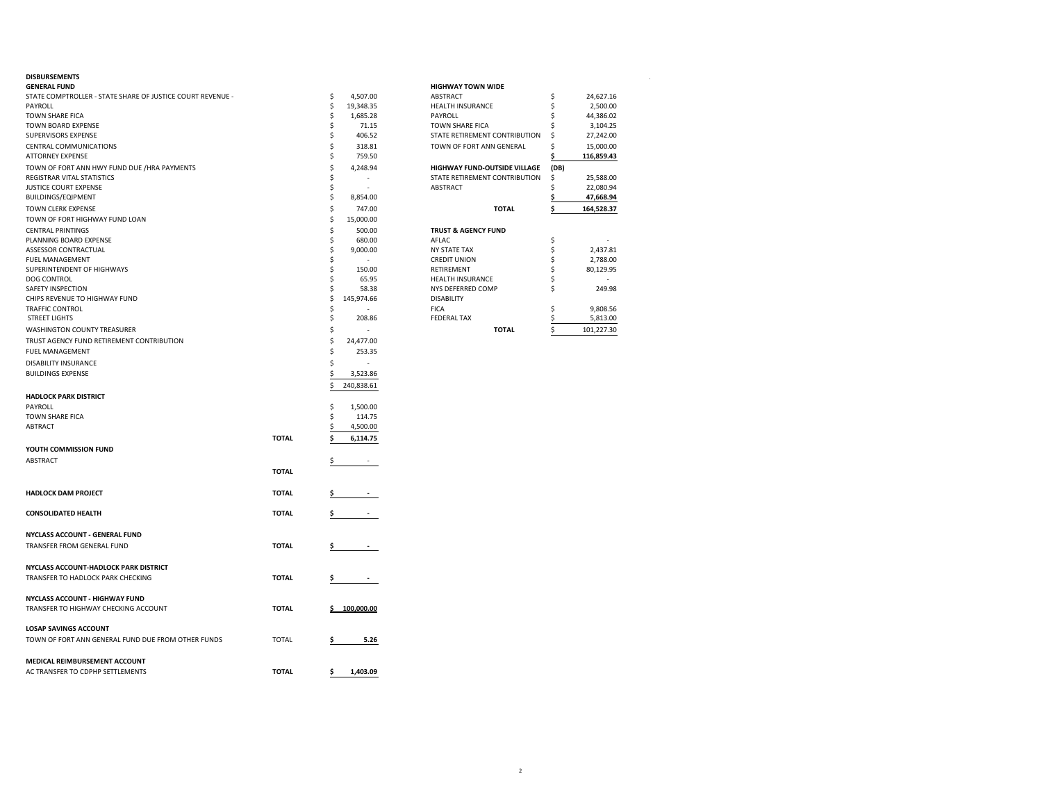# DISBURSEMENTS

## GENERAL FUND

| Item | | Amount |
|---|---|---|
| STATE COMPTROLLER - STATE SHARE OF JUSTICE COURT REVENUE - | | $ 4,507.00 |
| PAYROLL | | $ 19,348.35 |
| TOWN SHARE FICA | | $ 1,685.28 |
| TOWN BOARD EXPENSE | | $ 71.15 |
| SUPERVISORS EXPENSE | | $ 406.52 |
| CENTRAL COMMUNICATIONS | | $ 318.81 |
| ATTORNEY EXPENSE | | $ 759.50 |
| TOWN OF FORT ANN HWY FUND DUE /HRA PAYMENTS | | $ 4,248.94 |
| REGISTRAR VITAL STATISTICS | | $ - |
| JUSTICE COURT EXPENSE | | $ - |
| BUILDINGS/EQIPMENT | | $ 8,854.00 |
| TOWN CLERK EXPENSE | | $ 747.00 |
| TOWN OF FORT ANN HIGHWAY FUND LOAN | | $ 15,000.00 |
| CENTRAL PRINTINGS | | $ 500.00 |
| PLANNING BOARD EXPENSE | | $ 680.00 |
| ASSESSOR CONTRACTUAL | | $ 9,000.00 |
| FUEL MANAGEMENT | | $ - |
| SUPERINTENDENT OF HIGHWAYS | | $ 150.00 |
| DOG CONTROL | | $ 65.95 |
| SAFETY INSPECTION | | $ 58.38 |
| CHIPS REVENUE TO HIGHWAY FUND | | $ 145,974.66 |
| TRAFFIC CONTROL | | $ - |
| STREET LIGHTS | | $ 208.86 |
| WASHINGTON COUNTY TREASURER | | $ - |
| TRUST AGENCY FUND RETIREMENT CONTRIBUTION | | $ 24,477.00 |
| FUEL MANAGEMENT | | $ 253.35 |
| DISABILITY INSURANCE | | $ - |
| BUILDINGS EXPENSE | | $ 3,523.86 |
| | | $ 240,838.61 |

## HADLOCK PARK DISTRICT

| Item | | Amount |
|---|---|---|
| PAYROLL | | $ 1,500.00 |
| TOWN SHARE FICA | | $ 114.75 |
| ABTRACT | | $ 4,500.00 |
| | **TOTAL** | **$ 6,114.75** |

## YOUTH COMMISSION FUND

| Item | | Amount |
|---|---|---|
| ABSTRACT | | $ - |
| | **TOTAL** | |

| Item | | Amount |
|---|---|---|
| **HADLOCK DAM PROJECT** | **TOTAL** | **$ -** |
| **CONSOLIDATED HEALTH** | **TOTAL** | **$ -** |

## NYCLASS ACCOUNT - GENERAL FUND

| Item | | Amount |
|---|---|---|
| TRANSFER FROM GENERAL FUND | **TOTAL** | **$ -** |

## NYCLASS ACCOUNT-HADLOCK PARK DISTRICT

| Item | | Amount |
|---|---|---|
| TRANSFER TO HADLOCK PARK CHECKING | **TOTAL** | **$ -** |

## NYCLASS ACCOUNT - HIGHWAY FUND

| Item | | Amount |
|---|---|---|
| TRANSFER TO HIGHWAY CHECKING ACCOUNT | **TOTAL** | **$ 100,000.00** |

## LOSAP SAVINGS ACCOUNT

| Item | | Amount |
|---|---|---|
| TOWN OF FORT ANN GENERAL FUND DUE FROM OTHER FUNDS | TOTAL | **$ 5.26** |

## MEDICAL REIMBURSEMENT ACCOUNT

| Item | | Amount |
|---|---|---|
| AC TRANSFER TO CDPHP SETTLEMENTS | **TOTAL** | **$ 1,403.09** |

## HIGHWAY TOWN WIDE

| Item | Amount |
|---|---|
| ABSTRACT | $ 24,627.16 |
| HEALTH INSURANCE | $ 2,500.00 |
| PAYROLL | $ 44,386.02 |
| TOWN SHARE FICA | $ 3,104.25 |
| STATE RETIREMENT CONTRIBUTION | $ 27,242.00 |
| TOWN OF FORT ANN GENERAL | $ 15,000.00 |
| | **$ 116,859.43** |

## HIGHWAY FUND-OUTSIDE VILLAGE (DB)

| Item | Amount |
|---|---|
| STATE RETIREMENT CONTRIBUTION | $ 25,588.00 |
| ABSTRACT | $ 22,080.94 |
| | **$ 47,668.94** |
| **TOTAL** | **$ 164,528.37** |

## TRUST & AGENCY FUND

| Item | Amount |
|---|---|
| AFLAC | $ - |
| NY STATE TAX | $ 2,437.81 |
| CREDIT UNION | $ 2,788.00 |
| RETIREMENT | $ 80,129.95 |
| HEALTH INSURANCE | $ - |
| NYS DEFERRED COMP | $ 249.98 |
| DISABILITY | |
| FICA | $ 9,808.56 |
| FEDERAL TAX | $ 5,813.00 |
| **TOTAL** | $ 101,227.30 |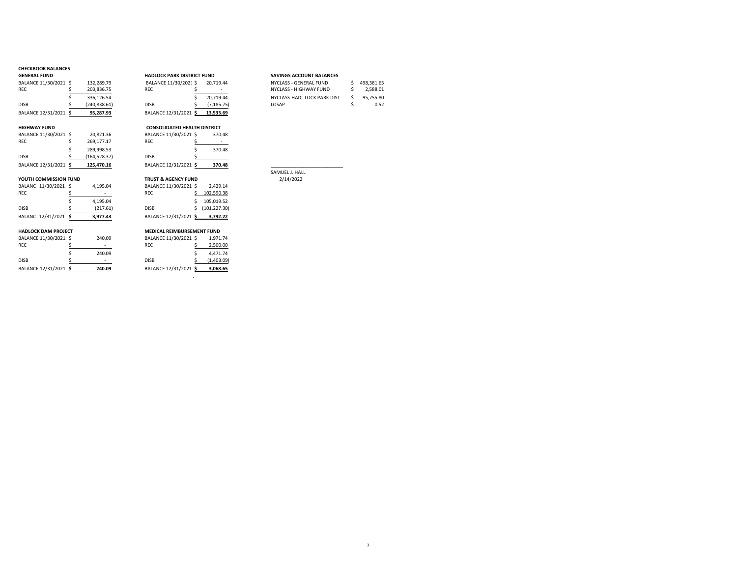## CHECKBOOK BALANCES

### GENERAL FUND

| | | |
|---|---|---|
| BALANCE 11/30/2021 | $ | 132,289.79 |
| REC | $ | 203,836.75 |
| | $ | 336,126.54 |
| DISB | $ | (240,838.61) |
| BALANCE 12/31/2021 | **$** | **95,287.93** |

### HIGHWAY FUND

| | | |
|---|---|---|
| BALANCE 11/30/2021 | $ | 20,821.36 |
| REC | $ | 269,177.17 |
| | $ | 289,998.53 |
| DISB | $ | (164,528.37) |
| BALANCE 12/31/2021 | **$** | **125,470.16** |

### YOUTH COMMISSION FUND

| | | |
|---|---|---|
| BALANC 11/30/2021 | $ | 4,195.04 |
| REC | $ | - |
| | $ | 4,195.04 |
| DISB | $ | (217.61) |
| BALANC 12/31/2021 | **$** | **3,977.43** |

### HADLOCK DAM PROJECT

| | | |
|---|---|---|
| BALANCE 11/30/2021 | $ | 240.09 |
| REC | $ | - |
| | $ | 240.09 |
| DISB | $ | - |
| BALANCE 12/31/2021 | **$** | **240.09** |

### HADLOCK PARK DISTRICT FUND

| | | |
|---|---|---|
| BALANCE 11/30/2021 | $ | 20,719.44 |
| REC | $ | - |
| | $ | 20,719.44 |
| DISB | $ | (7,185.75) |
| BALANCE 12/31/2021 | **$** | **13,533.69** |

### CONSOLIDATED HEALTH DISTRICT

| | | |
|---|---|---|
| BALANCE 11/30/2021 | $ | 370.48 |
| REC | $ | - |
| | $ | 370.48 |
| DISB | $ | - |
| BALANCE 12/31/2021 | **$** | **370.48** |

### TRUST & AGENCY FUND

| | | |
|---|---|---|
| BALANCE 11/30/2021 | $ | 2,429.14 |
| REC | $ | 102,590.38 |
| | $ | 105,019.52 |
| DISB | $ | (101,227.30) |
| BALANCE 12/31/2021 | **$** | **3,792.22** |

### MEDICAL REIMBURSEMENT FUND

| | | |
|---|---|---|
| BALANCE 11/30/2021 | $ | 1,971.74 |
| REC | $ | 2,500.00 |
| | $ | 4,471.74 |
| DISB | $ | (1,403.09) |
| BALANCE 12/31/2021 | **$** | **3,068.65** |

### SAVINGS ACCOUNT BALANCES

| | | |
|---|---|---|
| NYCLASS - GENERAL FUND | $ | 498,381.65 |
| NYCLASS - HIGHWAY FUND | $ | 2,588.01 |
| NYCLASS-HADL LOCK PARK DIST | $ | 95,755.80 |
| LOSAP | $ | 0.52 |

\_\_\_\_\_\_\_\_\_\_\_\_\_\_\_\_\_\_\_\_\_\_\_\_\_\_\_\_

SAMUEL J. HALL
2/14/2022